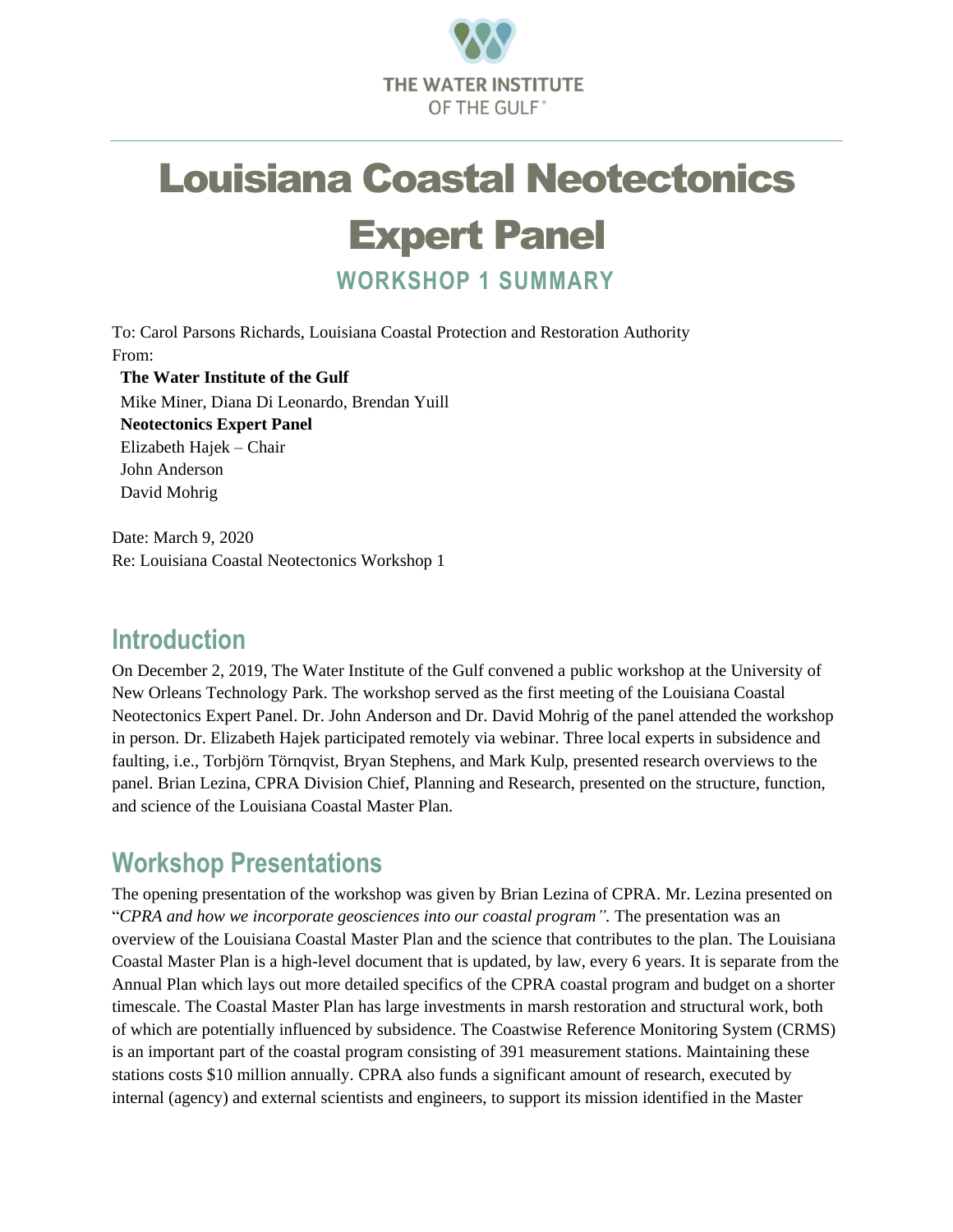THE WATER INSTITUTE OF THE GULF®

# Louisiana Coastal Neotectonics Expert Panel

## WORKSHOP 1 SUMMARY

To: Carol Parsons Richards, Louisiana Coastal Protection and Restoration Authority
From:
**The Water Institute of the Gulf**
Mike Miner, Diana Di Leonardo, Brendan Yuill
**Neotectonics Expert Panel**
Elizabeth Hajek – Chair
John Anderson
David Mohrig

Date: March 9, 2020
Re: Louisiana Coastal Neotectonics Workshop 1

## Introduction

On December 2, 2019, The Water Institute of the Gulf convened a public workshop at the University of New Orleans Technology Park. The workshop served as the first meeting of the Louisiana Coastal Neotectonics Expert Panel. Dr. John Anderson and Dr. David Mohrig of the panel attended the workshop in person. Dr. Elizabeth Hajek participated remotely via webinar. Three local experts in subsidence and faulting, i.e., Torbjörn Törnqvist, Bryan Stephens, and Mark Kulp, presented research overviews to the panel. Brian Lezina, CPRA Division Chief, Planning and Research, presented on the structure, function, and science of the Louisiana Coastal Master Plan.

## Workshop Presentations

The opening presentation of the workshop was given by Brian Lezina of CPRA. Mr. Lezina presented on "*CPRA and how we incorporate geosciences into our coastal program".* The presentation was an overview of the Louisiana Coastal Master Plan and the science that contributes to the plan. The Louisiana Coastal Master Plan is a high-level document that is updated, by law, every 6 years. It is separate from the Annual Plan which lays out more detailed specifics of the CPRA coastal program and budget on a shorter timescale. The Coastal Master Plan has large investments in marsh restoration and structural work, both of which are potentially influenced by subsidence. The Coastwise Reference Monitoring System (CRMS) is an important part of the coastal program consisting of 391 measurement stations. Maintaining these stations costs $10 million annually. CPRA also funds a significant amount of research, executed by internal (agency) and external scientists and engineers, to support its mission identified in the Master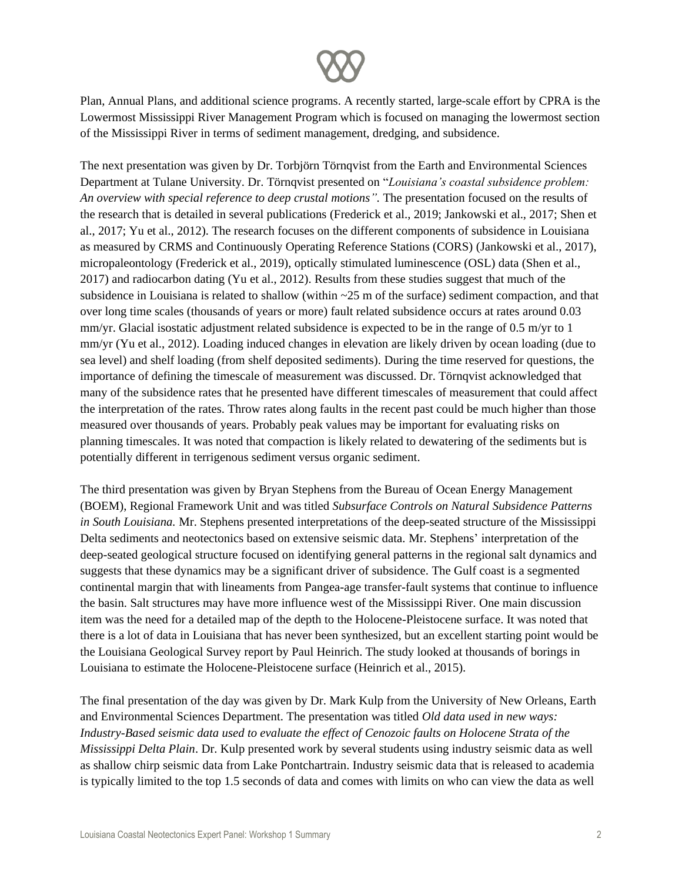Plan, Annual Plans, and additional science programs. A recently started, large-scale effort by CPRA is the Lowermost Mississippi River Management Program which is focused on managing the lowermost section of the Mississippi River in terms of sediment management, dredging, and subsidence.

The next presentation was given by Dr. Torbjörn Törnqvist from the Earth and Environmental Sciences Department at Tulane University. Dr. Törnqvist presented on "*Louisiana's coastal subsidence problem: An overview with special reference to deep crustal motions".* The presentation focused on the results of the research that is detailed in several publications (Frederick et al., 2019; Jankowski et al., 2017; Shen et al., 2017; Yu et al., 2012). The research focuses on the different components of subsidence in Louisiana as measured by CRMS and Continuously Operating Reference Stations (CORS) (Jankowski et al., 2017), micropaleontology (Frederick et al., 2019), optically stimulated luminescence (OSL) data (Shen et al., 2017) and radiocarbon dating (Yu et al., 2012). Results from these studies suggest that much of the subsidence in Louisiana is related to shallow (within ~25 m of the surface) sediment compaction, and that over long time scales (thousands of years or more) fault related subsidence occurs at rates around 0.03 mm/yr. Glacial isostatic adjustment related subsidence is expected to be in the range of 0.5 m/yr to 1 mm/yr (Yu et al., 2012). Loading induced changes in elevation are likely driven by ocean loading (due to sea level) and shelf loading (from shelf deposited sediments). During the time reserved for questions, the importance of defining the timescale of measurement was discussed. Dr. Törnqvist acknowledged that many of the subsidence rates that he presented have different timescales of measurement that could affect the interpretation of the rates. Throw rates along faults in the recent past could be much higher than those measured over thousands of years. Probably peak values may be important for evaluating risks on planning timescales. It was noted that compaction is likely related to dewatering of the sediments but is potentially different in terrigenous sediment versus organic sediment.

The third presentation was given by Bryan Stephens from the Bureau of Ocean Energy Management (BOEM), Regional Framework Unit and was titled *Subsurface Controls on Natural Subsidence Patterns in South Louisiana.* Mr. Stephens presented interpretations of the deep-seated structure of the Mississippi Delta sediments and neotectonics based on extensive seismic data. Mr. Stephens' interpretation of the deep-seated geological structure focused on identifying general patterns in the regional salt dynamics and suggests that these dynamics may be a significant driver of subsidence. The Gulf coast is a segmented continental margin that with lineaments from Pangea-age transfer-fault systems that continue to influence the basin. Salt structures may have more influence west of the Mississippi River. One main discussion item was the need for a detailed map of the depth to the Holocene-Pleistocene surface. It was noted that there is a lot of data in Louisiana that has never been synthesized, but an excellent starting point would be the Louisiana Geological Survey report by Paul Heinrich. The study looked at thousands of borings in Louisiana to estimate the Holocene-Pleistocene surface (Heinrich et al., 2015).

The final presentation of the day was given by Dr. Mark Kulp from the University of New Orleans, Earth and Environmental Sciences Department. The presentation was titled *Old data used in new ways: Industry-Based seismic data used to evaluate the effect of Cenozoic faults on Holocene Strata of the Mississippi Delta Plain*. Dr. Kulp presented work by several students using industry seismic data as well as shallow chirp seismic data from Lake Pontchartrain. Industry seismic data that is released to academia is typically limited to the top 1.5 seconds of data and comes with limits on who can view the data as well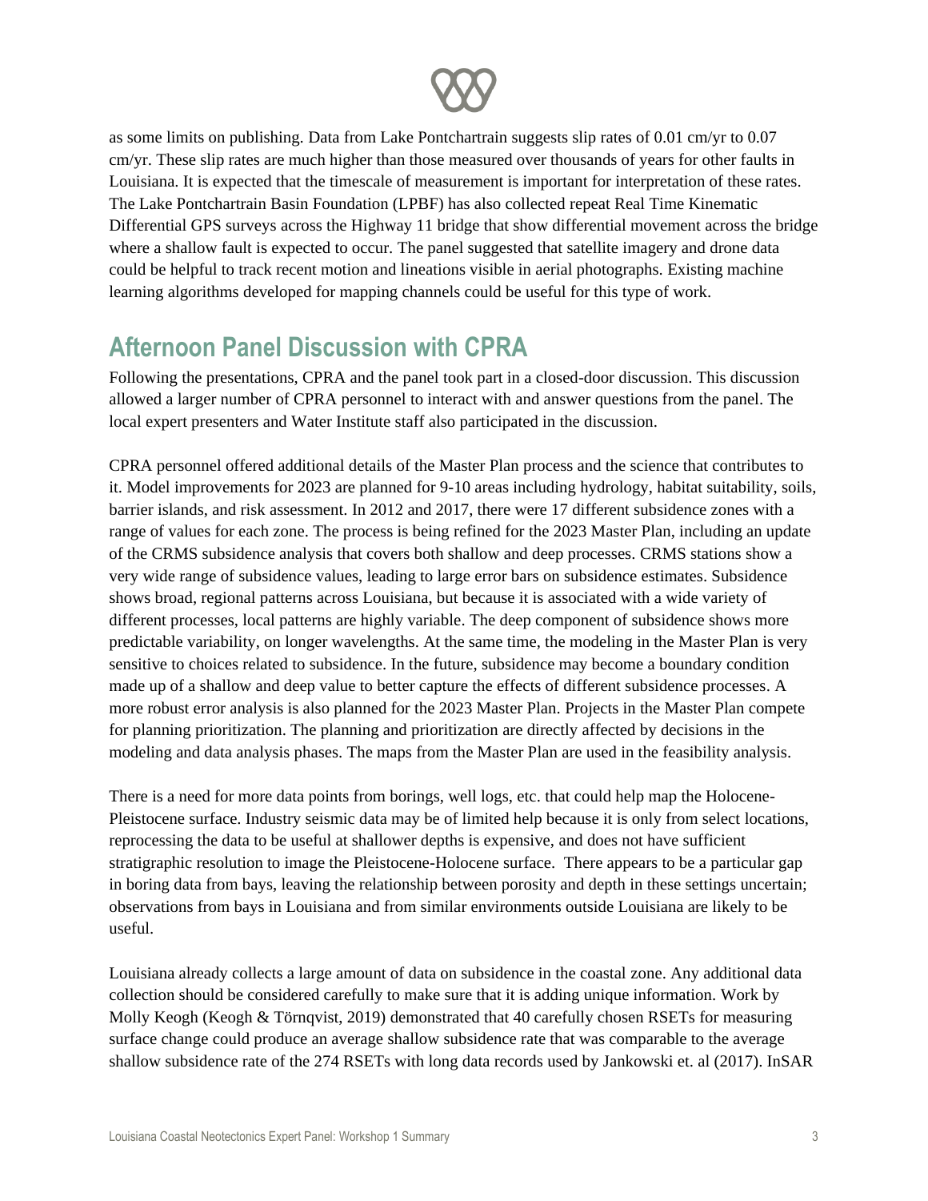as some limits on publishing. Data from Lake Pontchartrain suggests slip rates of 0.01 cm/yr to 0.07 cm/yr. These slip rates are much higher than those measured over thousands of years for other faults in Louisiana. It is expected that the timescale of measurement is important for interpretation of these rates. The Lake Pontchartrain Basin Foundation (LPBF) has also collected repeat Real Time Kinematic Differential GPS surveys across the Highway 11 bridge that show differential movement across the bridge where a shallow fault is expected to occur. The panel suggested that satellite imagery and drone data could be helpful to track recent motion and lineations visible in aerial photographs. Existing machine learning algorithms developed for mapping channels could be useful for this type of work.

## Afternoon Panel Discussion with CPRA

Following the presentations, CPRA and the panel took part in a closed-door discussion. This discussion allowed a larger number of CPRA personnel to interact with and answer questions from the panel. The local expert presenters and Water Institute staff also participated in the discussion.

CPRA personnel offered additional details of the Master Plan process and the science that contributes to it. Model improvements for 2023 are planned for 9-10 areas including hydrology, habitat suitability, soils, barrier islands, and risk assessment. In 2012 and 2017, there were 17 different subsidence zones with a range of values for each zone. The process is being refined for the 2023 Master Plan, including an update of the CRMS subsidence analysis that covers both shallow and deep processes. CRMS stations show a very wide range of subsidence values, leading to large error bars on subsidence estimates. Subsidence shows broad, regional patterns across Louisiana, but because it is associated with a wide variety of different processes, local patterns are highly variable. The deep component of subsidence shows more predictable variability, on longer wavelengths. At the same time, the modeling in the Master Plan is very sensitive to choices related to subsidence. In the future, subsidence may become a boundary condition made up of a shallow and deep value to better capture the effects of different subsidence processes. A more robust error analysis is also planned for the 2023 Master Plan. Projects in the Master Plan compete for planning prioritization. The planning and prioritization are directly affected by decisions in the modeling and data analysis phases. The maps from the Master Plan are used in the feasibility analysis.

There is a need for more data points from borings, well logs, etc. that could help map the Holocene-Pleistocene surface. Industry seismic data may be of limited help because it is only from select locations, reprocessing the data to be useful at shallower depths is expensive, and does not have sufficient stratigraphic resolution to image the Pleistocene-Holocene surface. There appears to be a particular gap in boring data from bays, leaving the relationship between porosity and depth in these settings uncertain; observations from bays in Louisiana and from similar environments outside Louisiana are likely to be useful.

Louisiana already collects a large amount of data on subsidence in the coastal zone. Any additional data collection should be considered carefully to make sure that it is adding unique information. Work by Molly Keogh (Keogh & Törnqvist, 2019) demonstrated that 40 carefully chosen RSETs for measuring surface change could produce an average shallow subsidence rate that was comparable to the average shallow subsidence rate of the 274 RSETs with long data records used by Jankowski et. al (2017). InSAR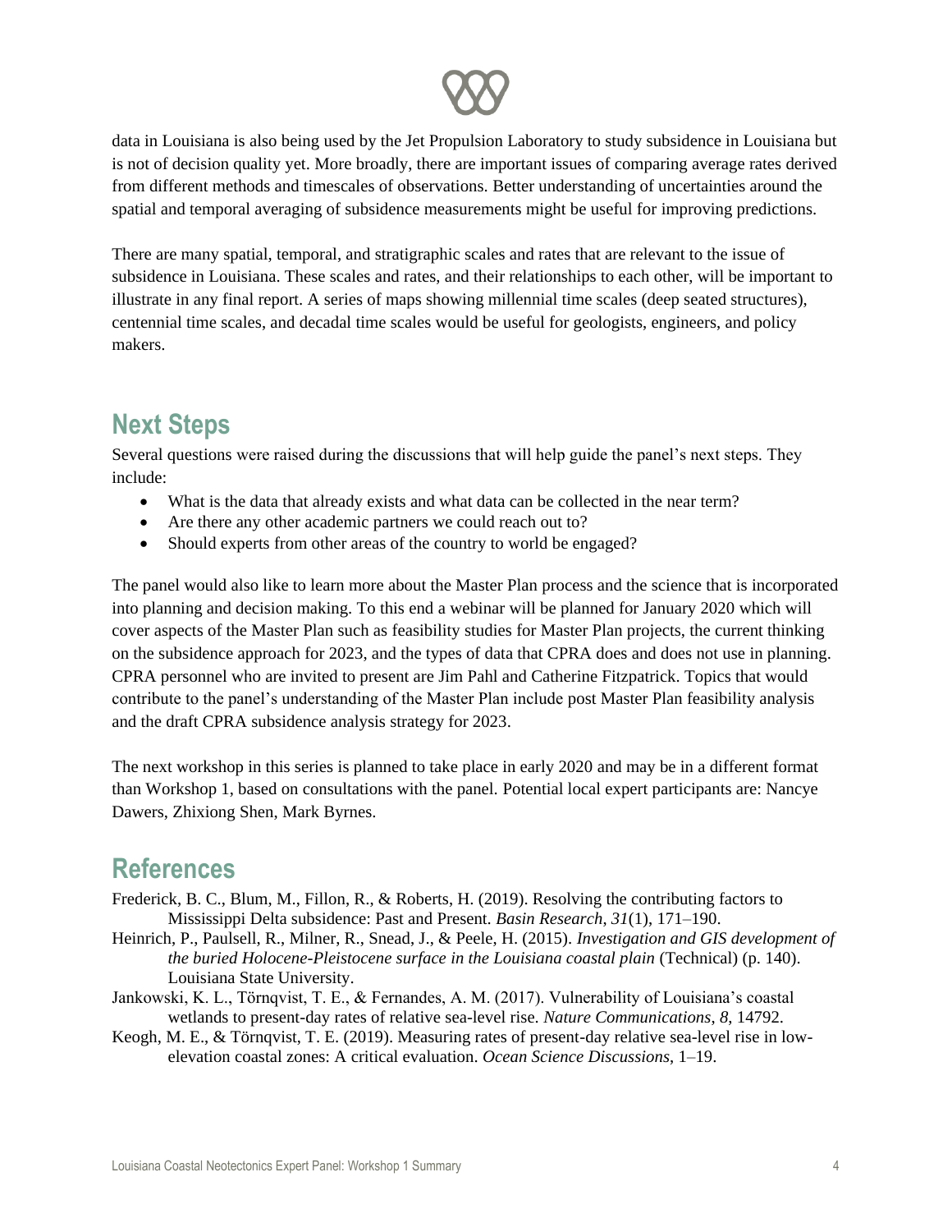data in Louisiana is also being used by the Jet Propulsion Laboratory to study subsidence in Louisiana but is not of decision quality yet. More broadly, there are important issues of comparing average rates derived from different methods and timescales of observations. Better understanding of uncertainties around the spatial and temporal averaging of subsidence measurements might be useful for improving predictions.

There are many spatial, temporal, and stratigraphic scales and rates that are relevant to the issue of subsidence in Louisiana. These scales and rates, and their relationships to each other, will be important to illustrate in any final report. A series of maps showing millennial time scales (deep seated structures), centennial time scales, and decadal time scales would be useful for geologists, engineers, and policy makers.

## Next Steps

Several questions were raised during the discussions that will help guide the panel's next steps. They include:

- What is the data that already exists and what data can be collected in the near term?
- Are there any other academic partners we could reach out to?
- Should experts from other areas of the country to world be engaged?

The panel would also like to learn more about the Master Plan process and the science that is incorporated into planning and decision making. To this end a webinar will be planned for January 2020 which will cover aspects of the Master Plan such as feasibility studies for Master Plan projects, the current thinking on the subsidence approach for 2023, and the types of data that CPRA does and does not use in planning. CPRA personnel who are invited to present are Jim Pahl and Catherine Fitzpatrick. Topics that would contribute to the panel's understanding of the Master Plan include post Master Plan feasibility analysis and the draft CPRA subsidence analysis strategy for 2023.

The next workshop in this series is planned to take place in early 2020 and may be in a different format than Workshop 1, based on consultations with the panel. Potential local expert participants are: Nancye Dawers, Zhixiong Shen, Mark Byrnes.

## References

Frederick, B. C., Blum, M., Fillon, R., & Roberts, H. (2019). Resolving the contributing factors to Mississippi Delta subsidence: Past and Present. *Basin Research*, *31*(1), 171–190.

Heinrich, P., Paulsell, R., Milner, R., Snead, J., & Peele, H. (2015). *Investigation and GIS development of the buried Holocene-Pleistocene surface in the Louisiana coastal plain* (Technical) (p. 140). Louisiana State University.

Jankowski, K. L., Törnqvist, T. E., & Fernandes, A. M. (2017). Vulnerability of Louisiana's coastal wetlands to present-day rates of relative sea-level rise. *Nature Communications*, *8*, 14792.

Keogh, M. E., & Törnqvist, T. E. (2019). Measuring rates of present-day relative sea-level rise in low-elevation coastal zones: A critical evaluation. *Ocean Science Discussions*, 1–19.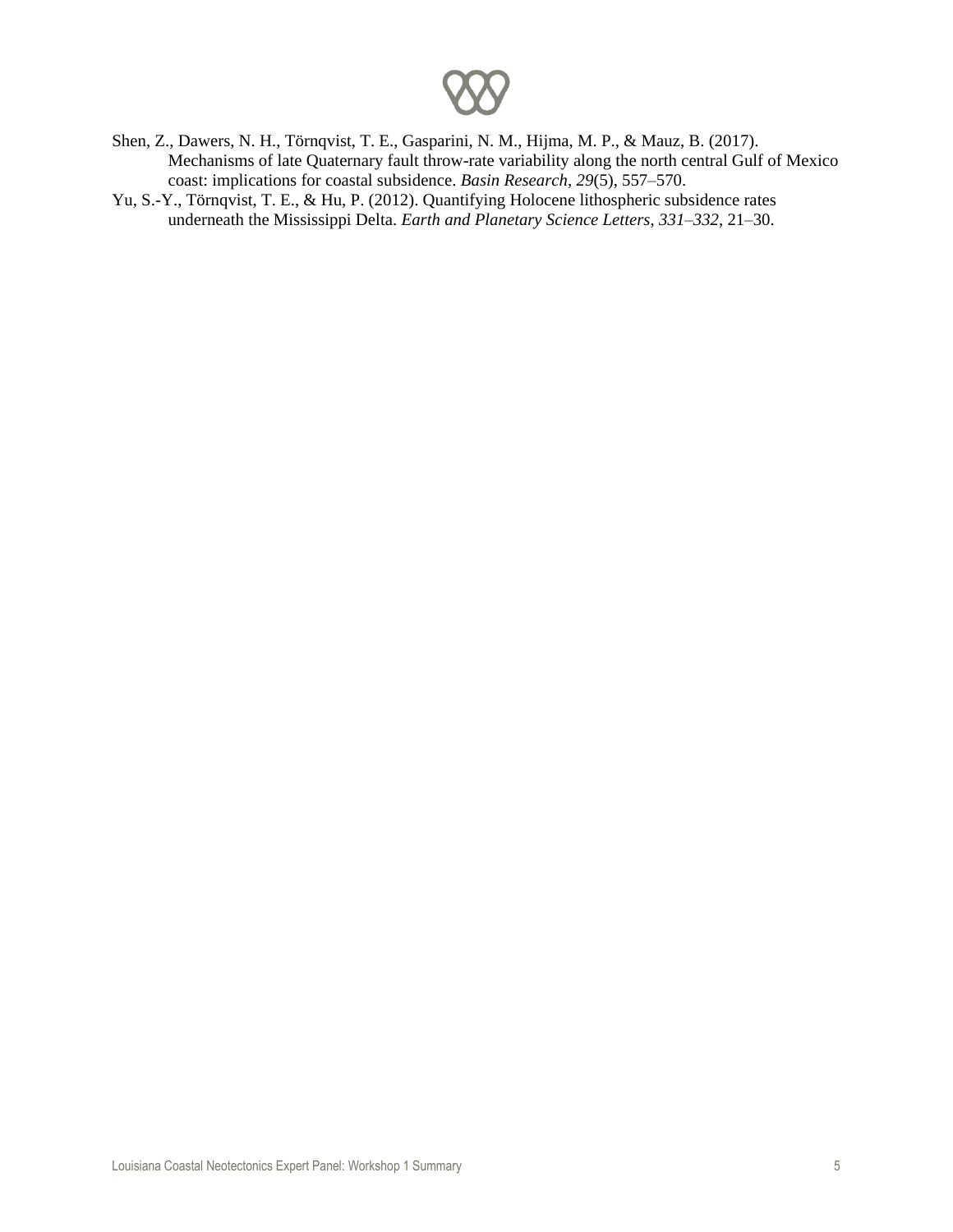Shen, Z., Dawers, N. H., Törnqvist, T. E., Gasparini, N. M., Hijma, M. P., & Mauz, B. (2017). Mechanisms of late Quaternary fault throw-rate variability along the north central Gulf of Mexico coast: implications for coastal subsidence. *Basin Research*, *29*(5), 557–570.

Yu, S.-Y., Törnqvist, T. E., & Hu, P. (2012). Quantifying Holocene lithospheric subsidence rates underneath the Mississippi Delta. *Earth and Planetary Science Letters*, *331–332*, 21–30.